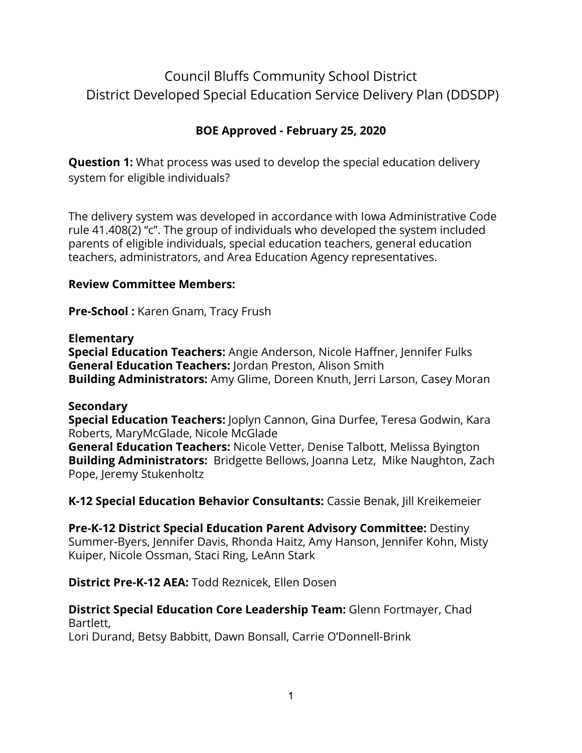# Council Bluffs Community School District
# District Developed Special Education Service Delivery Plan (DDSDP)

**BOE Approved - February 25, 2020**

**Question 1:** What process was used to develop the special education delivery system for eligible individuals?

The delivery system was developed in accordance with Iowa Administrative Code rule 41.408(2) "c". The group of individuals who developed the system included parents of eligible individuals, special education teachers, general education teachers, administrators, and Area Education Agency representatives.

**Review Committee Members:**

**Pre-School :** Karen Gnam, Tracy Frush

**Elementary**
**Special Education Teachers:** Angie Anderson, Nicole Haffner, Jennifer Fulks
**General Education Teachers:** Jordan Preston, Alison Smith
**Building Administrators:** Amy Glime, Doreen Knuth, Jerri Larson, Casey Moran

**Secondary**
**Special Education Teachers:** Joplyn Cannon, Gina Durfee, Teresa Godwin, Kara Roberts, MaryMcGlade, Nicole McGlade
**General Education Teachers:** Nicole Vetter, Denise Talbott, Melissa Byington
**Building Administrators:** Bridgette Bellows, Joanna Letz, Mike Naughton, Zach Pope, Jeremy Stukenholtz

**K-12 Special Education Behavior Consultants:** Cassie Benak, Jill Kreikemeier

**Pre-K-12 District Special Education Parent Advisory Committee:** Destiny Summer-Byers, Jennifer Davis, Rhonda Haitz, Amy Hanson, Jennifer Kohn, Misty Kuiper, Nicole Ossman, Staci Ring, LeAnn Stark

**District Pre-K-12 AEA:** Todd Reznicek, Ellen Dosen

**District Special Education Core Leadership Team:** Glenn Fortmayer, Chad Bartlett,
Lori Durand, Betsy Babbitt, Dawn Bonsall, Carrie O'Donnell-Brink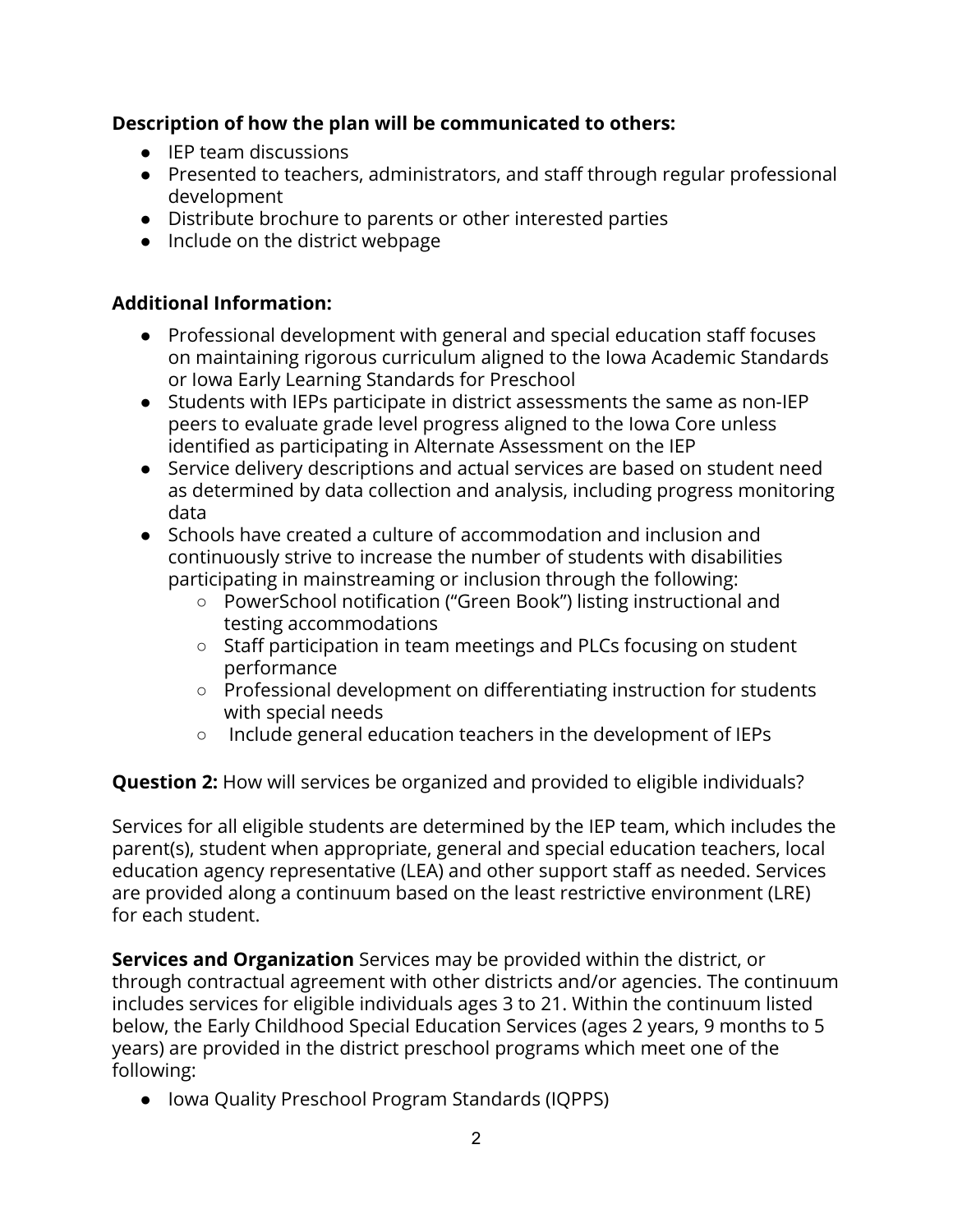**Description of how the plan will be communicated to others:**

- IEP team discussions
- Presented to teachers, administrators, and staff through regular professional development
- Distribute brochure to parents or other interested parties
- Include on the district webpage

**Additional Information:**

- Professional development with general and special education staff focuses on maintaining rigorous curriculum aligned to the Iowa Academic Standards or Iowa Early Learning Standards for Preschool
- Students with IEPs participate in district assessments the same as non-IEP peers to evaluate grade level progress aligned to the Iowa Core unless identified as participating in Alternate Assessment on the IEP
- Service delivery descriptions and actual services are based on student need as determined by data collection and analysis, including progress monitoring data
- Schools have created a culture of accommodation and inclusion and continuously strive to increase the number of students with disabilities participating in mainstreaming or inclusion through the following:
  - PowerSchool notification ("Green Book") listing instructional and testing accommodations
  - Staff participation in team meetings and PLCs focusing on student performance
  - Professional development on differentiating instruction for students with special needs
  - Include general education teachers in the development of IEPs

**Question 2:** How will services be organized and provided to eligible individuals?

Services for all eligible students are determined by the IEP team, which includes the parent(s), student when appropriate, general and special education teachers, local education agency representative (LEA) and other support staff as needed. Services are provided along a continuum based on the least restrictive environment (LRE) for each student.

**Services and Organization** Services may be provided within the district, or through contractual agreement with other districts and/or agencies. The continuum includes services for eligible individuals ages 3 to 21. Within the continuum listed below, the Early Childhood Special Education Services (ages 2 years, 9 months to 5 years) are provided in the district preschool programs which meet one of the following:

- Iowa Quality Preschool Program Standards (IQPPS)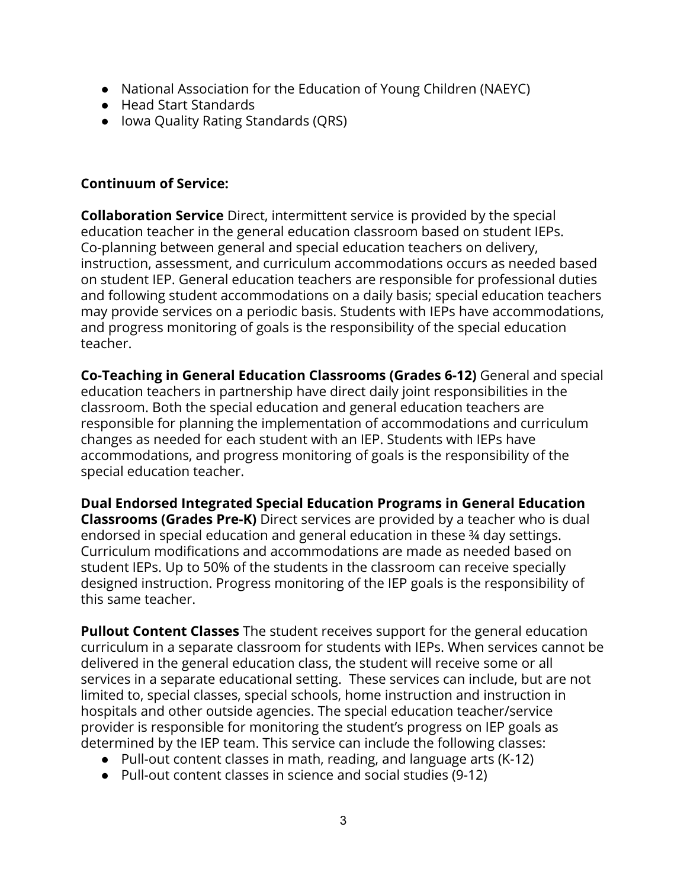- National Association for the Education of Young Children (NAEYC)
- Head Start Standards
- Iowa Quality Rating Standards (QRS)

**Continuum of Service:**

**Collaboration Service** Direct, intermittent service is provided by the special education teacher in the general education classroom based on student IEPs. Co-planning between general and special education teachers on delivery, instruction, assessment, and curriculum accommodations occurs as needed based on student IEP. General education teachers are responsible for professional duties and following student accommodations on a daily basis; special education teachers may provide services on a periodic basis. Students with IEPs have accommodations, and progress monitoring of goals is the responsibility of the special education teacher.

**Co-Teaching in General Education Classrooms (Grades 6-12)** General and special education teachers in partnership have direct daily joint responsibilities in the classroom. Both the special education and general education teachers are responsible for planning the implementation of accommodations and curriculum changes as needed for each student with an IEP. Students with IEPs have accommodations, and progress monitoring of goals is the responsibility of the special education teacher.

**Dual Endorsed Integrated Special Education Programs in General Education Classrooms (Grades Pre-K)** Direct services are provided by a teacher who is dual endorsed in special education and general education in these ¾ day settings. Curriculum modifications and accommodations are made as needed based on student IEPs. Up to 50% of the students in the classroom can receive specially designed instruction. Progress monitoring of the IEP goals is the responsibility of this same teacher.

**Pullout Content Classes** The student receives support for the general education curriculum in a separate classroom for students with IEPs. When services cannot be delivered in the general education class, the student will receive some or all services in a separate educational setting. These services can include, but are not limited to, special classes, special schools, home instruction and instruction in hospitals and other outside agencies. The special education teacher/service provider is responsible for monitoring the student's progress on IEP goals as determined by the IEP team. This service can include the following classes:

- Pull-out content classes in math, reading, and language arts (K-12)
- Pull-out content classes in science and social studies (9-12)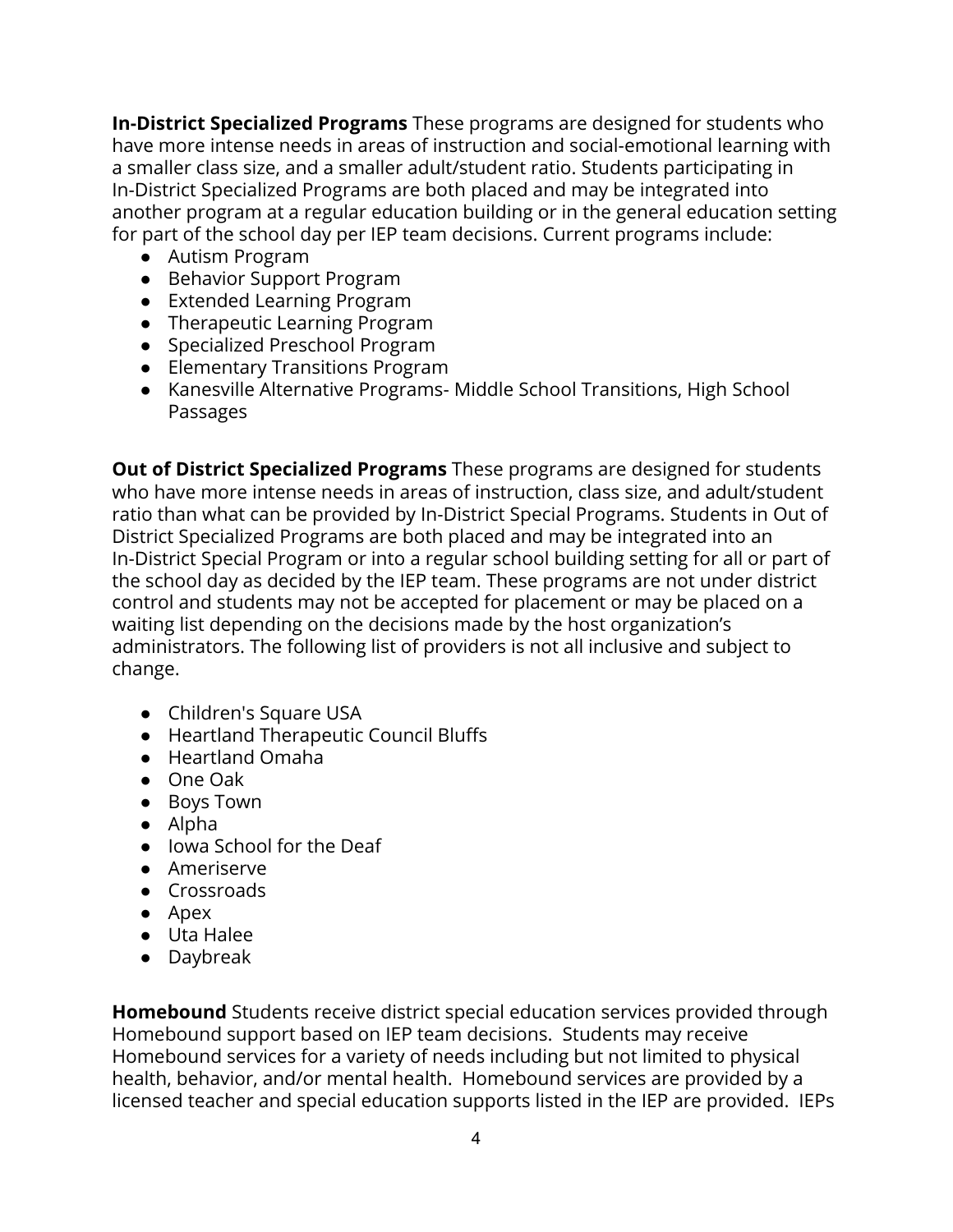**In-District Specialized Programs** These programs are designed for students who have more intense needs in areas of instruction and social-emotional learning with a smaller class size, and a smaller adult/student ratio. Students participating in In-District Specialized Programs are both placed and may be integrated into another program at a regular education building or in the general education setting for part of the school day per IEP team decisions. Current programs include:

- Autism Program
- Behavior Support Program
- Extended Learning Program
- Therapeutic Learning Program
- Specialized Preschool Program
- Elementary Transitions Program
- Kanesville Alternative Programs- Middle School Transitions, High School Passages

**Out of District Specialized Programs** These programs are designed for students who have more intense needs in areas of instruction, class size, and adult/student ratio than what can be provided by In-District Special Programs. Students in Out of District Specialized Programs are both placed and may be integrated into an In-District Special Program or into a regular school building setting for all or part of the school day as decided by the IEP team. These programs are not under district control and students may not be accepted for placement or may be placed on a waiting list depending on the decisions made by the host organization's administrators. The following list of providers is not all inclusive and subject to change.

- Children's Square USA
- Heartland Therapeutic Council Bluffs
- Heartland Omaha
- One Oak
- Boys Town
- Alpha
- Iowa School for the Deaf
- Ameriserve
- Crossroads
- Apex
- Uta Halee
- Daybreak

**Homebound** Students receive district special education services provided through Homebound support based on IEP team decisions. Students may receive Homebound services for a variety of needs including but not limited to physical health, behavior, and/or mental health. Homebound services are provided by a licensed teacher and special education supports listed in the IEP are provided. IEPs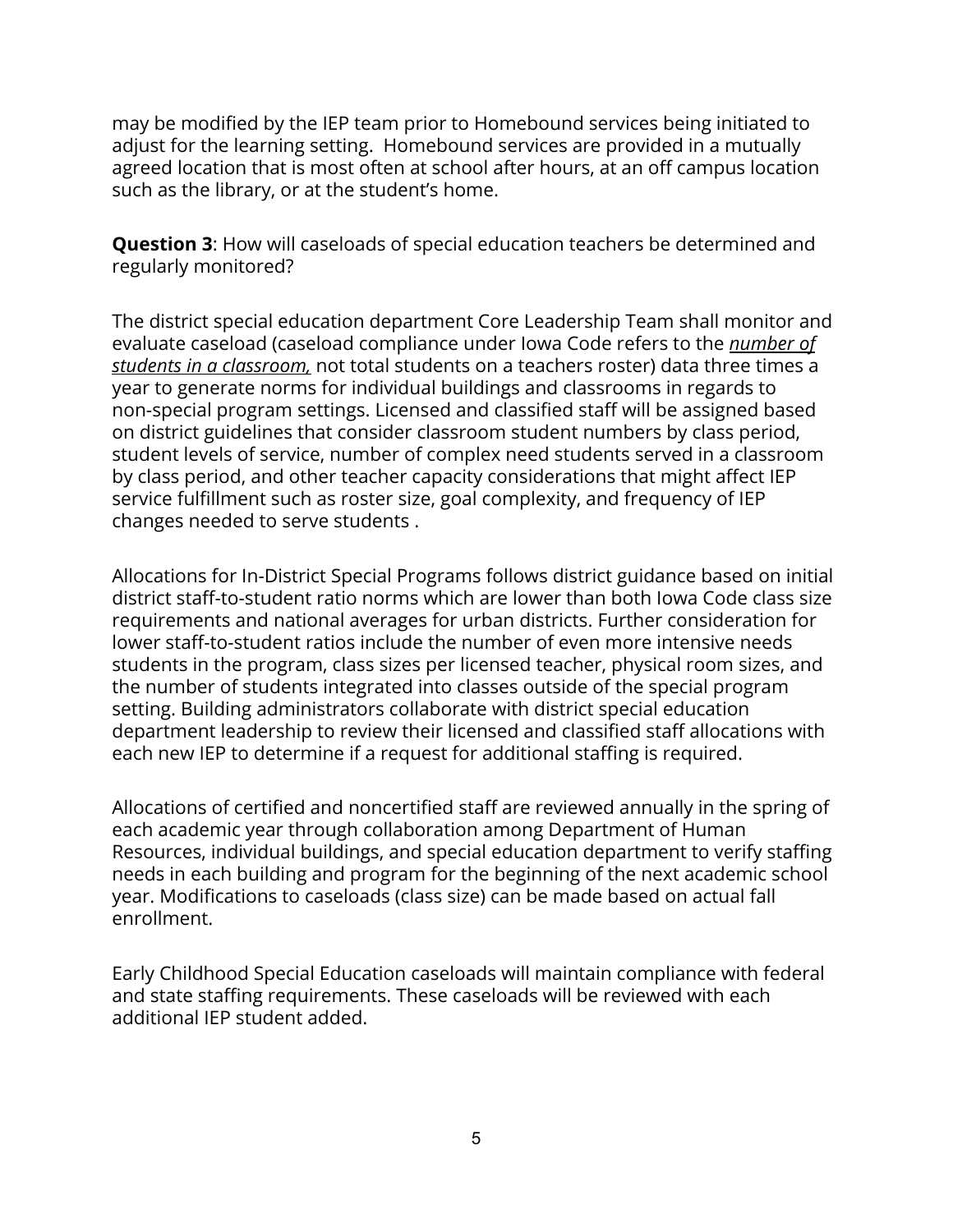may be modified by the IEP team prior to Homebound services being initiated to adjust for the learning setting.  Homebound services are provided in a mutually agreed location that is most often at school after hours, at an off campus location such as the library, or at the student's home.

**Question 3**: How will caseloads of special education teachers be determined and regularly monitored?

The district special education department Core Leadership Team shall monitor and evaluate caseload (caseload compliance under Iowa Code refers to the ***number of students in a classroom,*** not total students on a teachers roster) data three times a year to generate norms for individual buildings and classrooms in regards to non-special program settings. Licensed and classified staff will be assigned based on district guidelines that consider classroom student numbers by class period, student levels of service, number of complex need students served in a classroom by class period, and other teacher capacity considerations that might affect IEP service fulfillment such as roster size, goal complexity, and frequency of IEP changes needed to serve students .

Allocations for In-District Special Programs follows district guidance based on initial district staff-to-student ratio norms which are lower than both Iowa Code class size requirements and national averages for urban districts. Further consideration for lower staff-to-student ratios include the number of even more intensive needs students in the program, class sizes per licensed teacher, physical room sizes, and the number of students integrated into classes outside of the special program setting. Building administrators collaborate with district special education department leadership to review their licensed and classified staff allocations with each new IEP to determine if a request for additional staffing is required.

Allocations of certified and noncertified staff are reviewed annually in the spring of each academic year through collaboration among Department of Human Resources, individual buildings, and special education department to verify staffing needs in each building and program for the beginning of the next academic school year. Modifications to caseloads (class size) can be made based on actual fall enrollment.

Early Childhood Special Education caseloads will maintain compliance with federal and state staffing requirements. These caseloads will be reviewed with each additional IEP student added.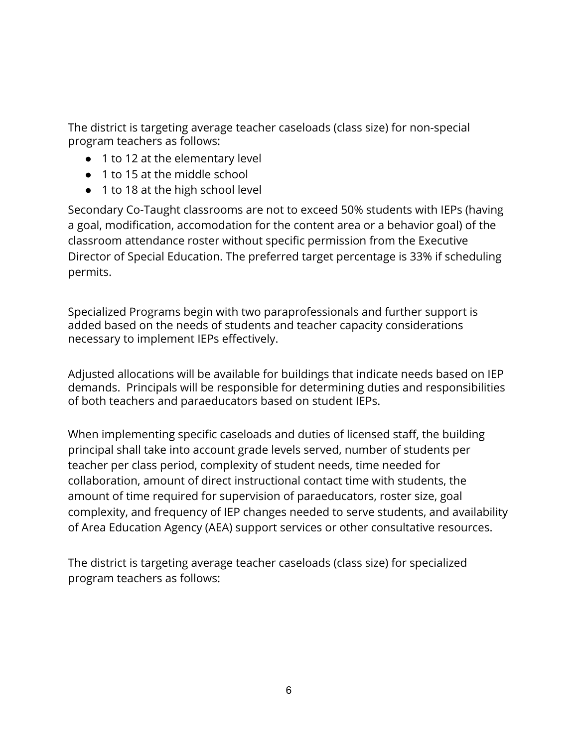The district is targeting average teacher caseloads (class size) for non-special program teachers as follows:

- 1 to 12 at the elementary level
- 1 to 15 at the middle school
- 1 to 18 at the high school level

Secondary Co-Taught classrooms are not to exceed 50% students with IEPs (having a goal, modification, accomodation for the content area or a behavior goal) of the classroom attendance roster without specific permission from the Executive Director of Special Education. The preferred target percentage is 33% if scheduling permits.

Specialized Programs begin with two paraprofessionals and further support is added based on the needs of students and teacher capacity considerations necessary to implement IEPs effectively.

Adjusted allocations will be available for buildings that indicate needs based on IEP demands. Principals will be responsible for determining duties and responsibilities of both teachers and paraeducators based on student IEPs.

When implementing specific caseloads and duties of licensed staff, the building principal shall take into account grade levels served, number of students per teacher per class period, complexity of student needs, time needed for collaboration, amount of direct instructional contact time with students, the amount of time required for supervision of paraeducators, roster size, goal complexity, and frequency of IEP changes needed to serve students, and availability of Area Education Agency (AEA) support services or other consultative resources.

The district is targeting average teacher caseloads (class size) for specialized program teachers as follows: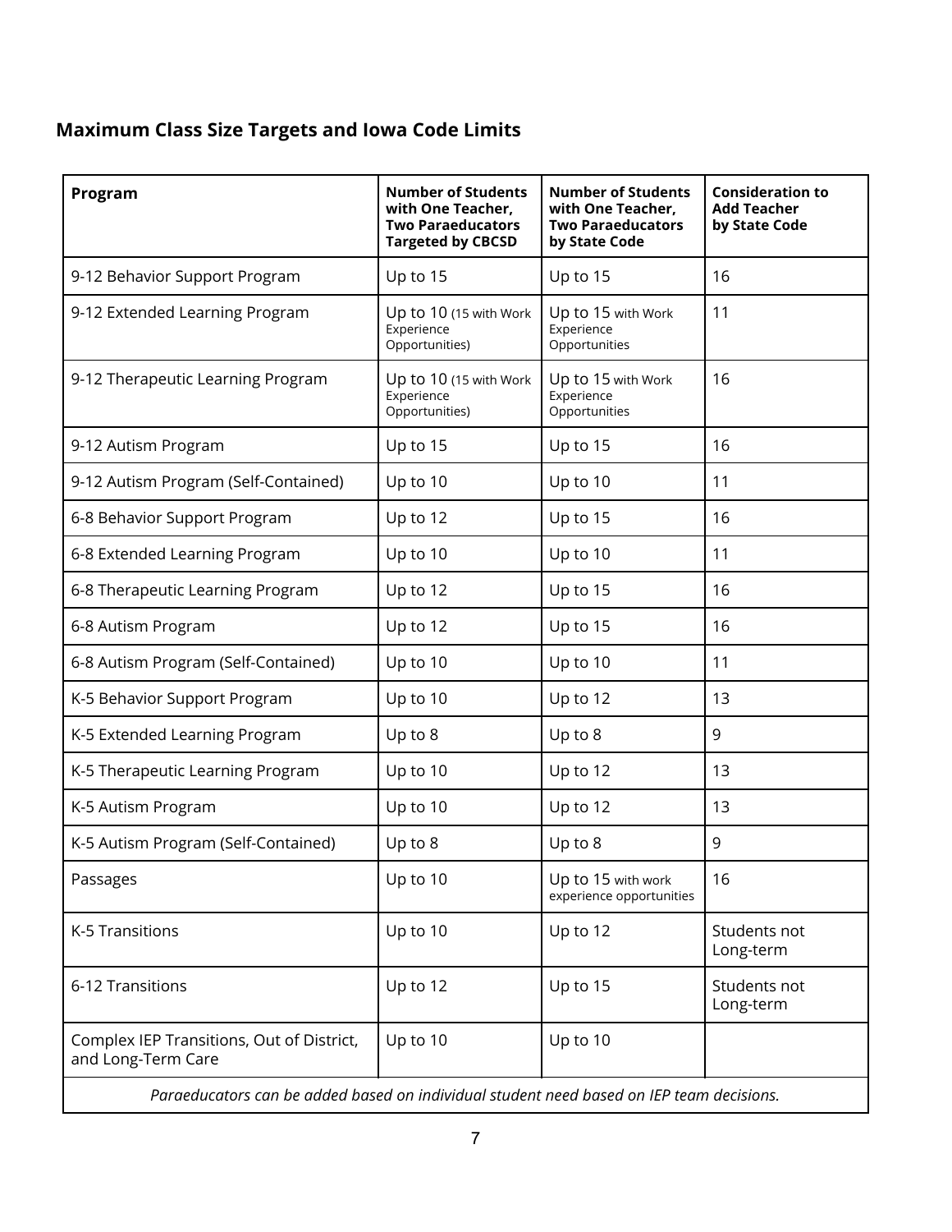## Maximum Class Size Targets and Iowa Code Limits

| Program | Number of Students with One Teacher, Two Paraeducators Targeted by CBCSD | Number of Students with One Teacher, Two Paraeducators by State Code | Consideration to Add Teacher by State Code |
|---|---|---|---|
| 9-12 Behavior Support Program | Up to 15 | Up to 15 | 16 |
| 9-12 Extended Learning Program | Up to 10 (15 with Work Experience Opportunities) | Up to 15 with Work Experience Opportunities | 11 |
| 9-12 Therapeutic Learning Program | Up to 10 (15 with Work Experience Opportunities) | Up to 15 with Work Experience Opportunities | 16 |
| 9-12 Autism Program | Up to 15 | Up to 15 | 16 |
| 9-12 Autism Program (Self-Contained) | Up to 10 | Up to 10 | 11 |
| 6-8 Behavior Support Program | Up to 12 | Up to 15 | 16 |
| 6-8 Extended Learning Program | Up to 10 | Up to 10 | 11 |
| 6-8 Therapeutic Learning Program | Up to 12 | Up to 15 | 16 |
| 6-8 Autism Program | Up to 12 | Up to 15 | 16 |
| 6-8 Autism Program (Self-Contained) | Up to 10 | Up to 10 | 11 |
| K-5 Behavior Support Program | Up to 10 | Up to 12 | 13 |
| K-5 Extended Learning Program | Up to 8 | Up to 8 | 9 |
| K-5 Therapeutic Learning Program | Up to 10 | Up to 12 | 13 |
| K-5 Autism Program | Up to 10 | Up to 12 | 13 |
| K-5 Autism Program (Self-Contained) | Up to 8 | Up to 8 | 9 |
| Passages | Up to 10 | Up to 15 with work experience opportunities | 16 |
| K-5 Transitions | Up to 10 | Up to 12 | Students not Long-term |
| 6-12 Transitions | Up to 12 | Up to 15 | Students not Long-term |
| Complex IEP Transitions, Out of District, and Long-Term Care | Up to 10 | Up to 10 | |
| *Paraeducators can be added based on individual student need based on IEP team decisions.* | | | |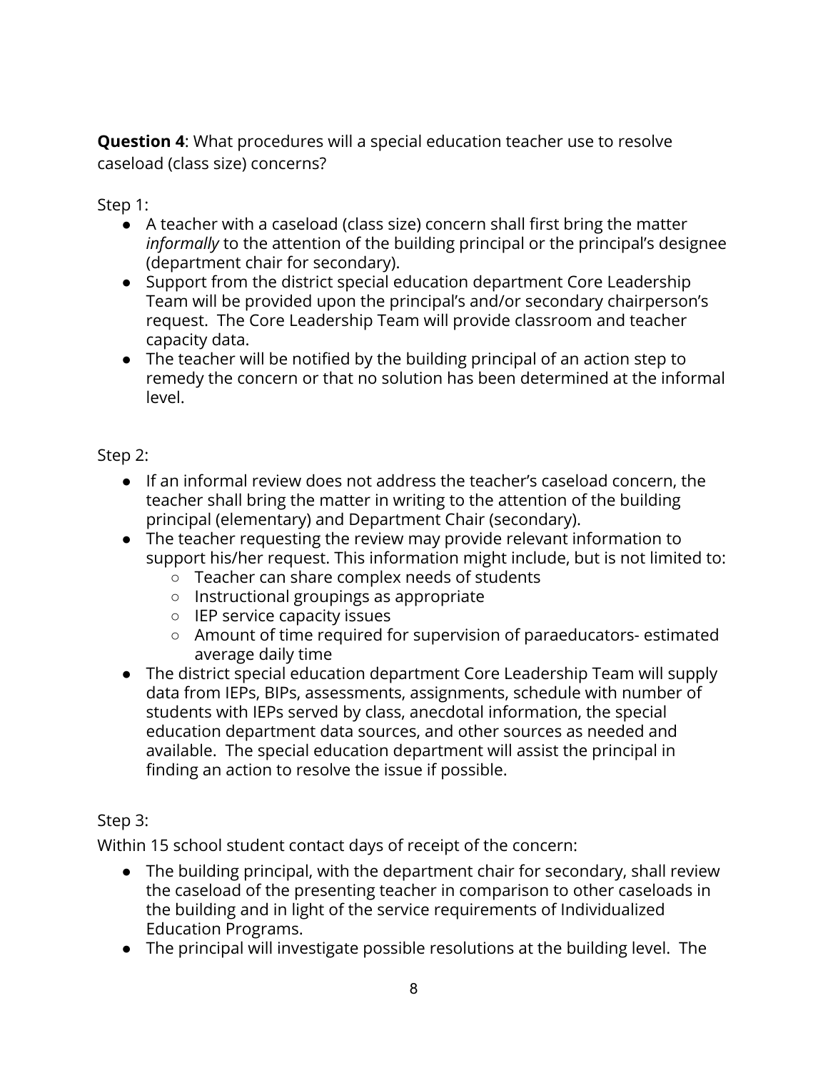**Question 4**: What procedures will a special education teacher use to resolve caseload (class size) concerns?

Step 1:

- A teacher with a caseload (class size) concern shall first bring the matter *informally* to the attention of the building principal or the principal's designee (department chair for secondary).
- Support from the district special education department Core Leadership Team will be provided upon the principal's and/or secondary chairperson's request. The Core Leadership Team will provide classroom and teacher capacity data.
- The teacher will be notified by the building principal of an action step to remedy the concern or that no solution has been determined at the informal level.

Step 2:

- If an informal review does not address the teacher's caseload concern, the teacher shall bring the matter in writing to the attention of the building principal (elementary) and Department Chair (secondary).
- The teacher requesting the review may provide relevant information to support his/her request. This information might include, but is not limited to:
  - Teacher can share complex needs of students
  - Instructional groupings as appropriate
  - IEP service capacity issues
  - Amount of time required for supervision of paraeducators- estimated average daily time
- The district special education department Core Leadership Team will supply data from IEPs, BIPs, assessments, assignments, schedule with number of students with IEPs served by class, anecdotal information, the special education department data sources, and other sources as needed and available. The special education department will assist the principal in finding an action to resolve the issue if possible.

Step 3:

Within 15 school student contact days of receipt of the concern:

- The building principal, with the department chair for secondary, shall review the caseload of the presenting teacher in comparison to other caseloads in the building and in light of the service requirements of Individualized Education Programs.
- The principal will investigate possible resolutions at the building level. The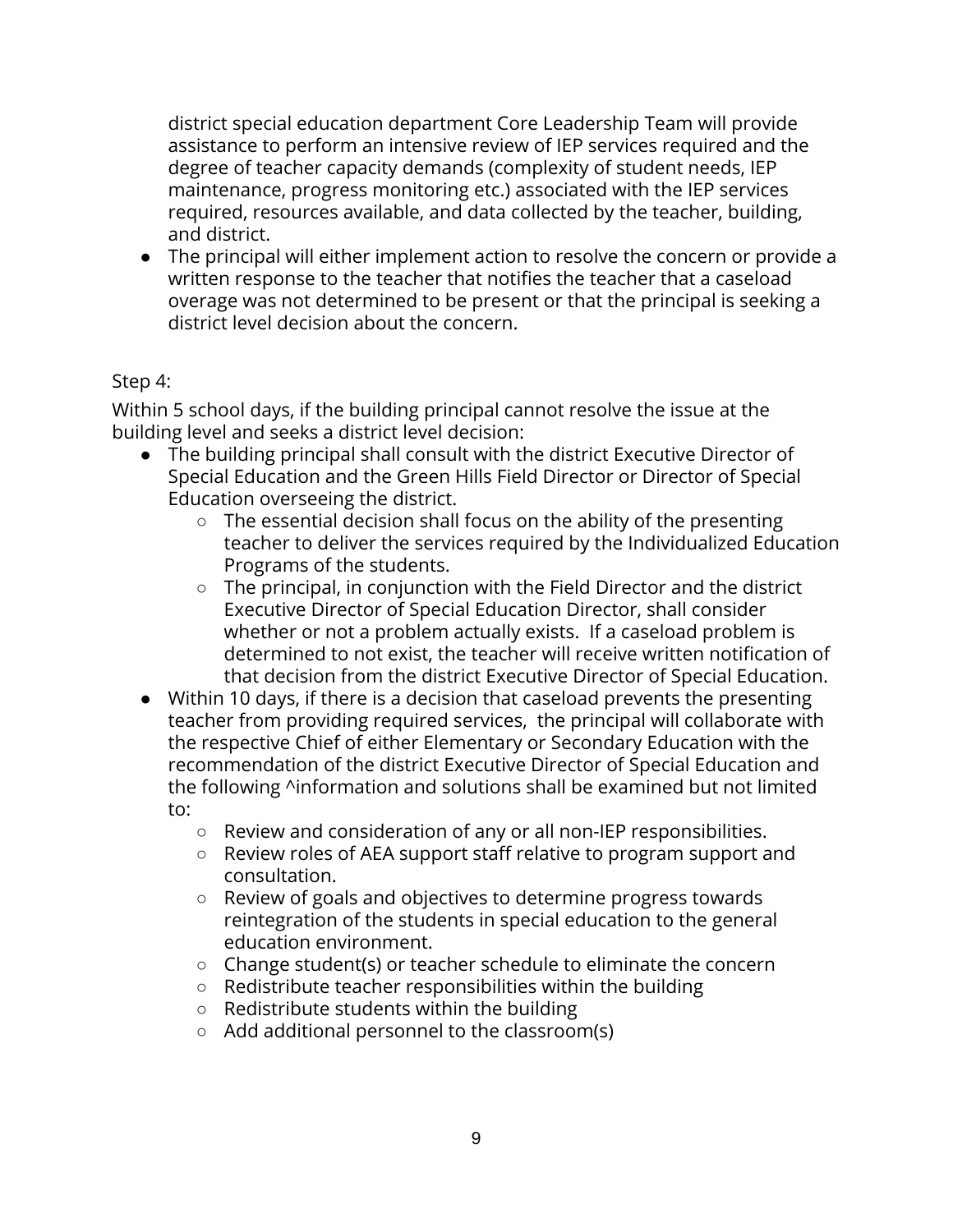district special education department Core Leadership Team will provide assistance to perform an intensive review of IEP services required and the degree of teacher capacity demands (complexity of student needs, IEP maintenance, progress monitoring etc.) associated with the IEP services required, resources available, and data collected by the teacher, building, and district.

- The principal will either implement action to resolve the concern or provide a written response to the teacher that notifies the teacher that a caseload overage was not determined to be present or that the principal is seeking a district level decision about the concern.

Step 4:

Within 5 school days, if the building principal cannot resolve the issue at the building level and seeks a district level decision:

- The building principal shall consult with the district Executive Director of Special Education and the Green Hills Field Director or Director of Special Education overseeing the district.
  - The essential decision shall focus on the ability of the presenting teacher to deliver the services required by the Individualized Education Programs of the students.
  - The principal, in conjunction with the Field Director and the district Executive Director of Special Education Director, shall consider whether or not a problem actually exists. If a caseload problem is determined to not exist, the teacher will receive written notification of that decision from the district Executive Director of Special Education.
- Within 10 days, if there is a decision that caseload prevents the presenting teacher from providing required services, the principal will collaborate with the respective Chief of either Elementary or Secondary Education with the recommendation of the district Executive Director of Special Education and the following ^information and solutions shall be examined but not limited to:
  - Review and consideration of any or all non-IEP responsibilities.
  - Review roles of AEA support staff relative to program support and consultation.
  - Review of goals and objectives to determine progress towards reintegration of the students in special education to the general education environment.
  - Change student(s) or teacher schedule to eliminate the concern
  - Redistribute teacher responsibilities within the building
  - Redistribute students within the building
  - Add additional personnel to the classroom(s)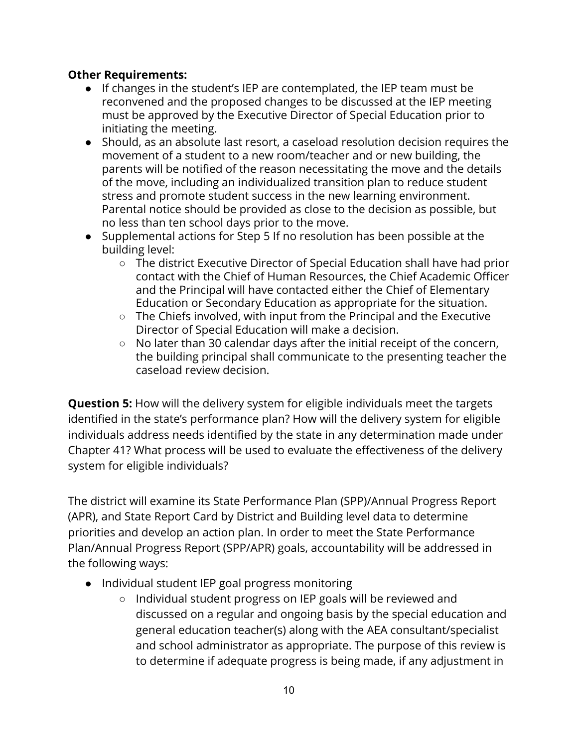**Other Requirements:**

- If changes in the student's IEP are contemplated, the IEP team must be reconvened and the proposed changes to be discussed at the IEP meeting must be approved by the Executive Director of Special Education prior to initiating the meeting.
- Should, as an absolute last resort, a caseload resolution decision requires the movement of a student to a new room/teacher and or new building, the parents will be notified of the reason necessitating the move and the details of the move, including an individualized transition plan to reduce student stress and promote student success in the new learning environment. Parental notice should be provided as close to the decision as possible, but no less than ten school days prior to the move.
- Supplemental actions for Step 5 If no resolution has been possible at the building level:
    - The district Executive Director of Special Education shall have had prior contact with the Chief of Human Resources, the Chief Academic Officer and the Principal will have contacted either the Chief of Elementary Education or Secondary Education as appropriate for the situation.
    - The Chiefs involved, with input from the Principal and the Executive Director of Special Education will make a decision.
    - No later than 30 calendar days after the initial receipt of the concern, the building principal shall communicate to the presenting teacher the caseload review decision.

**Question 5:** How will the delivery system for eligible individuals meet the targets identified in the state's performance plan? How will the delivery system for eligible individuals address needs identified by the state in any determination made under Chapter 41? What process will be used to evaluate the effectiveness of the delivery system for eligible individuals?

The district will examine its State Performance Plan (SPP)/Annual Progress Report (APR), and State Report Card by District and Building level data to determine priorities and develop an action plan. In order to meet the State Performance Plan/Annual Progress Report (SPP/APR) goals, accountability will be addressed in the following ways:

- Individual student IEP goal progress monitoring
    - Individual student progress on IEP goals will be reviewed and discussed on a regular and ongoing basis by the special education and general education teacher(s) along with the AEA consultant/specialist and school administrator as appropriate. The purpose of this review is to determine if adequate progress is being made, if any adjustment in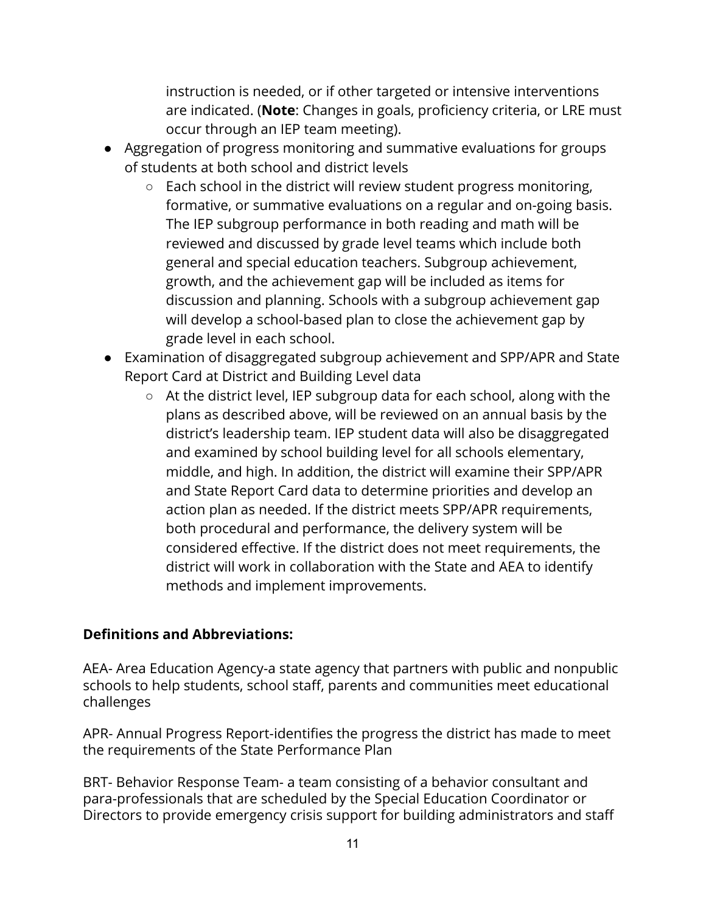instruction is needed, or if other targeted or intensive interventions are indicated. (**Note**: Changes in goals, proficiency criteria, or LRE must occur through an IEP team meeting).

- Aggregation of progress monitoring and summative evaluations for groups of students at both school and district levels
  - Each school in the district will review student progress monitoring, formative, or summative evaluations on a regular and on-going basis. The IEP subgroup performance in both reading and math will be reviewed and discussed by grade level teams which include both general and special education teachers. Subgroup achievement, growth, and the achievement gap will be included as items for discussion and planning. Schools with a subgroup achievement gap will develop a school-based plan to close the achievement gap by grade level in each school.
- Examination of disaggregated subgroup achievement and SPP/APR and State Report Card at District and Building Level data
  - At the district level, IEP subgroup data for each school, along with the plans as described above, will be reviewed on an annual basis by the district's leadership team. IEP student data will also be disaggregated and examined by school building level for all schools elementary, middle, and high. In addition, the district will examine their SPP/APR and State Report Card data to determine priorities and develop an action plan as needed. If the district meets SPP/APR requirements, both procedural and performance, the delivery system will be considered effective. If the district does not meet requirements, the district will work in collaboration with the State and AEA to identify methods and implement improvements.

**Definitions and Abbreviations:**

AEA- Area Education Agency-a state agency that partners with public and nonpublic schools to help students, school staff, parents and communities meet educational challenges

APR- Annual Progress Report-identifies the progress the district has made to meet the requirements of the State Performance Plan

BRT- Behavior Response Team- a team consisting of a behavior consultant and para-professionals that are scheduled by the Special Education Coordinator or Directors to provide emergency crisis support for building administrators and staff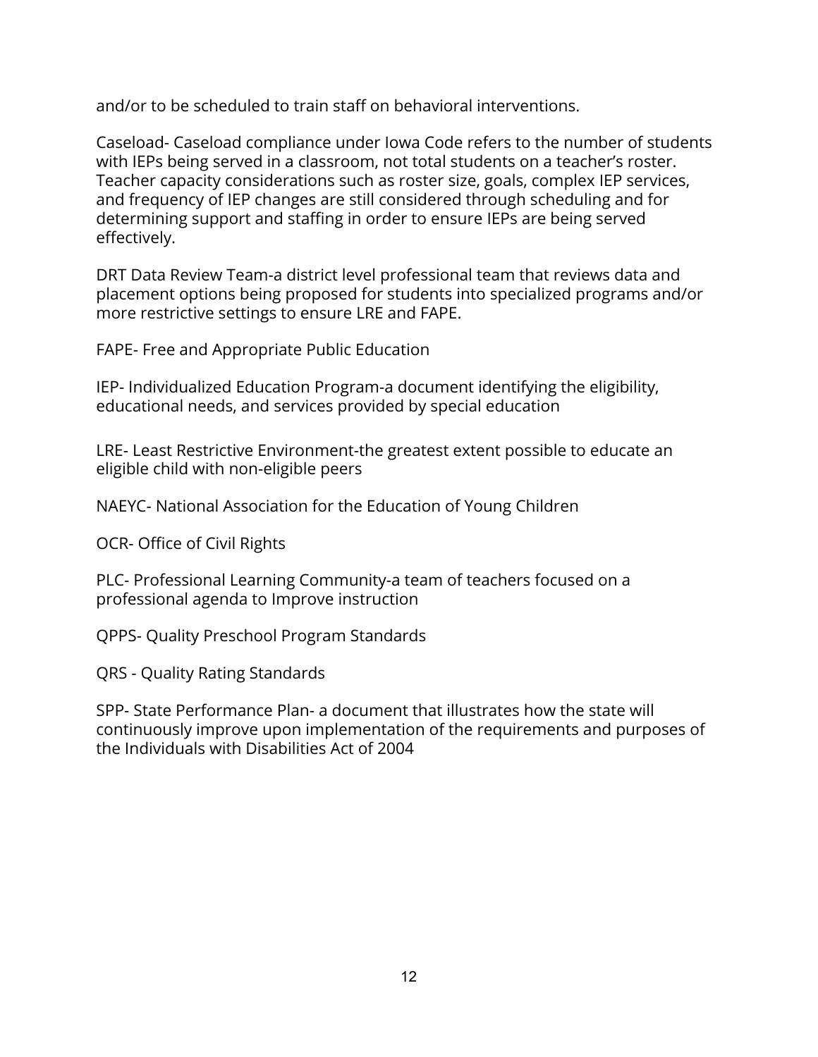and/or to be scheduled to train staff on behavioral interventions.

Caseload- Caseload compliance under Iowa Code refers to the number of students with IEPs being served in a classroom, not total students on a teacher's roster. Teacher capacity considerations such as roster size, goals, complex IEP services, and frequency of IEP changes are still considered through scheduling and for determining support and staffing in order to ensure IEPs are being served effectively.

DRT Data Review Team-a district level professional team that reviews data and placement options being proposed for students into specialized programs and/or more restrictive settings to ensure LRE and FAPE.

FAPE- Free and Appropriate Public Education

IEP- Individualized Education Program-a document identifying the eligibility, educational needs, and services provided by special education

LRE- Least Restrictive Environment-the greatest extent possible to educate an eligible child with non-eligible peers

NAEYC- National Association for the Education of Young Children

OCR- Office of Civil Rights

PLC- Professional Learning Community-a team of teachers focused on a professional agenda to Improve instruction

QPPS- Quality Preschool Program Standards

QRS - Quality Rating Standards

SPP- State Performance Plan- a document that illustrates how the state will continuously improve upon implementation of the requirements and purposes of the Individuals with Disabilities Act of 2004